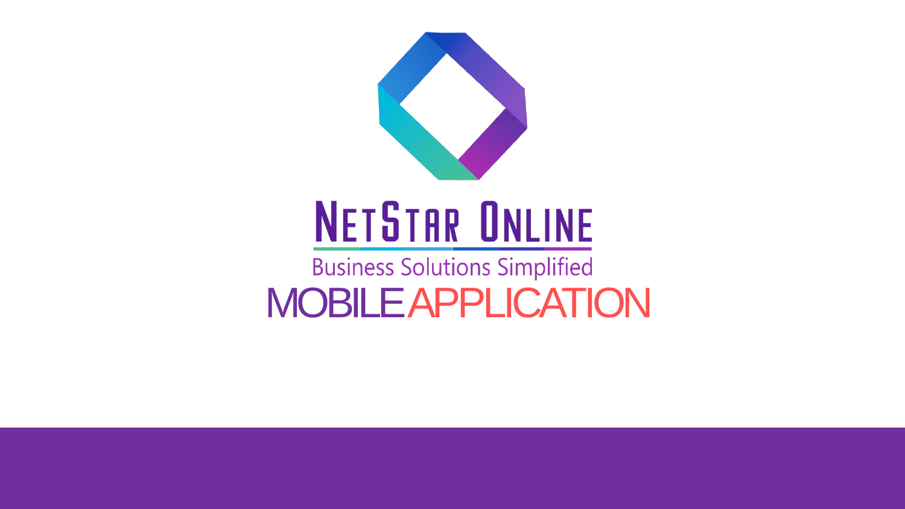# NetStar Online

Business Solutions Simplified

# MOBILE APPLICATION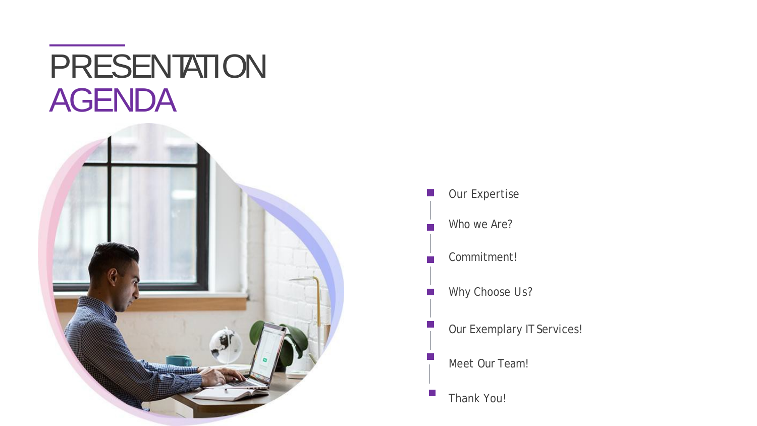# PRESENTATION AGENDA

- Our Expertise
- Who we Are?
- Commitment!
- Why Choose Us?
- Our Exemplary IT Services!
- Meet Our Team!
- Thank You!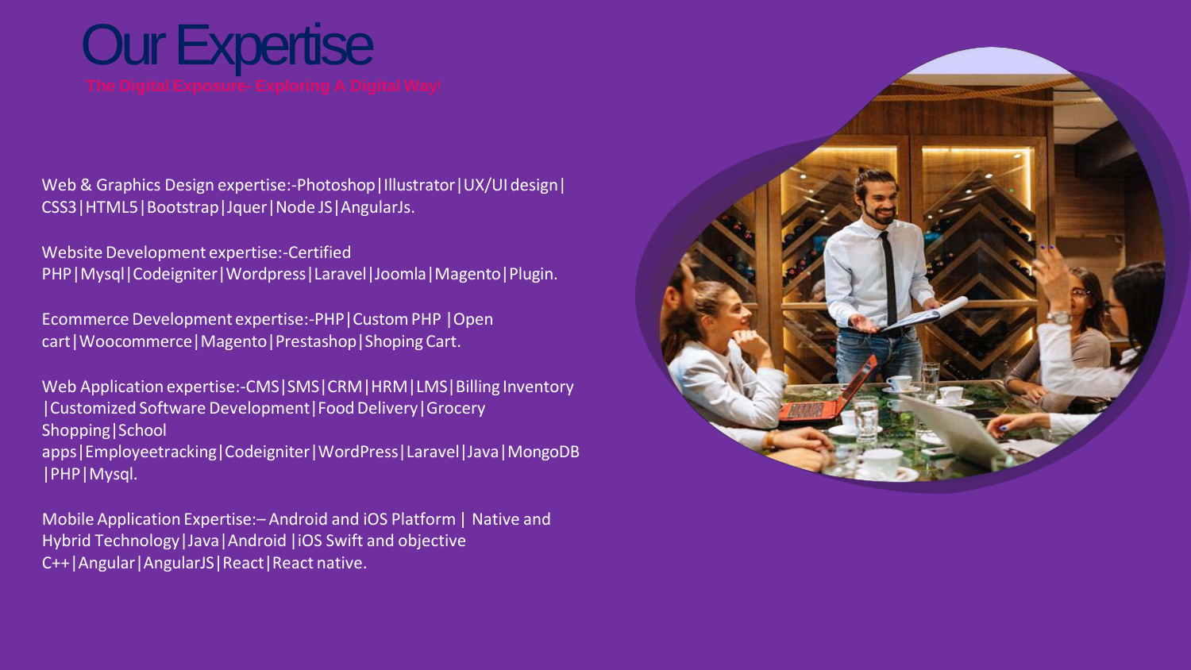# Our Expertise

The Digital Exposure- Exploring A Digital Way!

Web & Graphics Design expertise:-Photoshop|Illustrator|UX/UI design|CSS3|HTML5|Bootstrap|Jquer|Node JS|AngularJs.

Website Development expertise:-Certified PHP|Mysql|Codeigniter|Wordpress|Laravel|Joomla|Magento|Plugin.

Ecommerce Development expertise:-PHP|Custom PHP |Open cart|Woocommerce|Magento|Prestashop|Shoping Cart.

Web Application expertise:-CMS|SMS|CRM|HRM|LMS|Billing Inventory |Customized Software Development|Food Delivery|Grocery Shopping|School apps|Employeetracking|Codeigniter|WordPress|Laravel|Java|MongoDB |PHP|Mysql.

Mobile Application Expertise:– Android and iOS Platform | Native and Hybrid Technology|Java|Android |iOS Swift and objective C++|Angular|AngularJS|React|React native.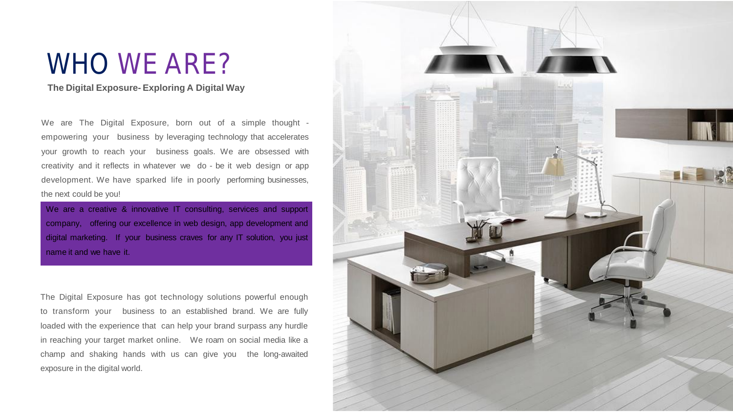# WHO WE ARE?

**The Digital Exposure- Exploring A Digital Way**

We are The Digital Exposure, born out of a simple thought - empowering your business by leveraging technology that accelerates your growth to reach your business goals. We are obsessed with creativity and it reflects in whatever we do - be it web design or app development. We have sparked life in poorly performing businesses, the next could be you!

We are a creative & innovative IT consulting, services and support company, offering our excellence in web design, app development and digital marketing. If your business craves for any IT solution, you just name it and we have it.

The Digital Exposure has got technology solutions powerful enough to transform your business to an established brand. We are fully loaded with the experience that can help your brand surpass any hurdle in reaching your target market online. We roam on social media like a champ and shaking hands with us can give you the long-awaited exposure in the digital world.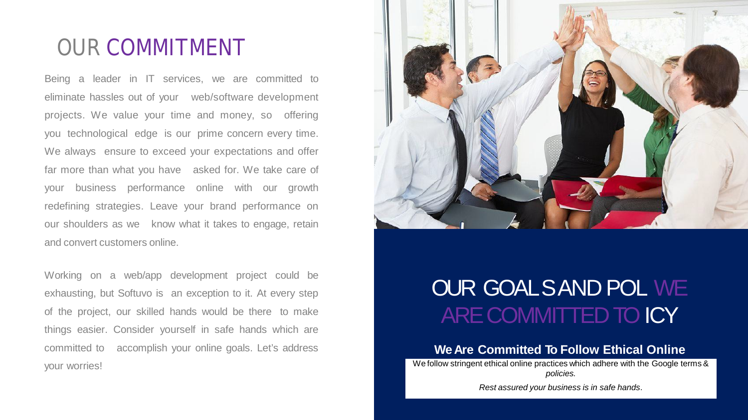# OUR COMMITMENT

Being a leader in IT services, we are committed to eliminate hassles out of your web/software development projects. We value your time and money, so offering you technological edge is our prime concern every time. We always ensure to exceed your expectations and offer far more than what you have asked for. We take care of your business performance online with our growth redefining strategies. Leave your brand performance on our shoulders as we know what it takes to engage, retain and convert customers online.

Working on a web/app development project could be exhausting, but Softuvo is an exception to it. At every step of the project, our skilled hands would be there to make things easier. Consider yourself in safe hands which are committed to accomplish your online goals. Let's address your worries!

## OUR GOALS AND POL WE ARE COMMITTED TO ICY

**We Are Committed To Follow Ethical Online**

We follow stringent ethical online practices which adhere with the Google terms & *policies.*

*Rest assured your business is in safe hands*.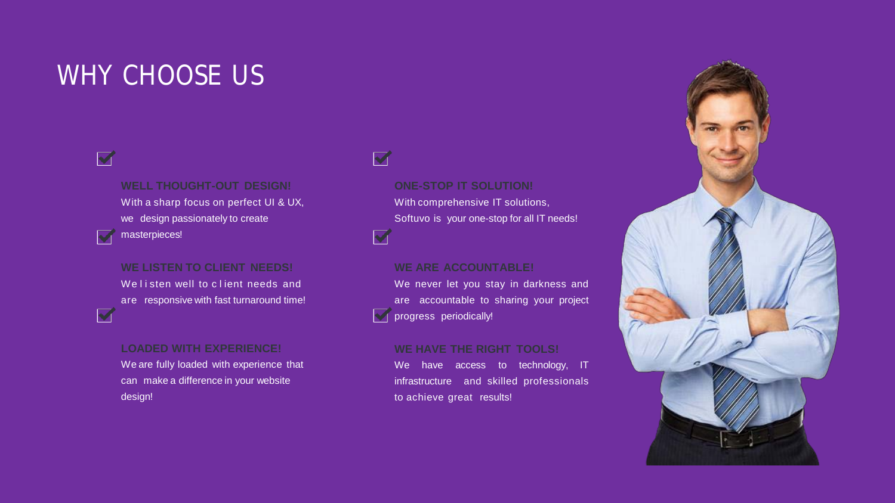# WHY CHOOSE US

### WELL THOUGHT-OUT DESIGN!

With a sharp focus on perfect UI & UX, we design passionately to create masterpieces!

### WE LISTEN TO CLIENT NEEDS!

We listen well to client needs and are responsive with fast turnaround time!

### LOADED WITH EXPERIENCE!

We are fully loaded with experience that can make a difference in your website design!

### ONE-STOP IT SOLUTION!

With comprehensive IT solutions, Softuvo is your one-stop for all IT needs!

### WE ARE ACCOUNTABLE!

We never let you stay in darkness and are accountable to sharing your project progress periodically!

### WE HAVE THE RIGHT TOOLS!

We have access to technology, IT infrastructure and skilled professionals to achieve great results!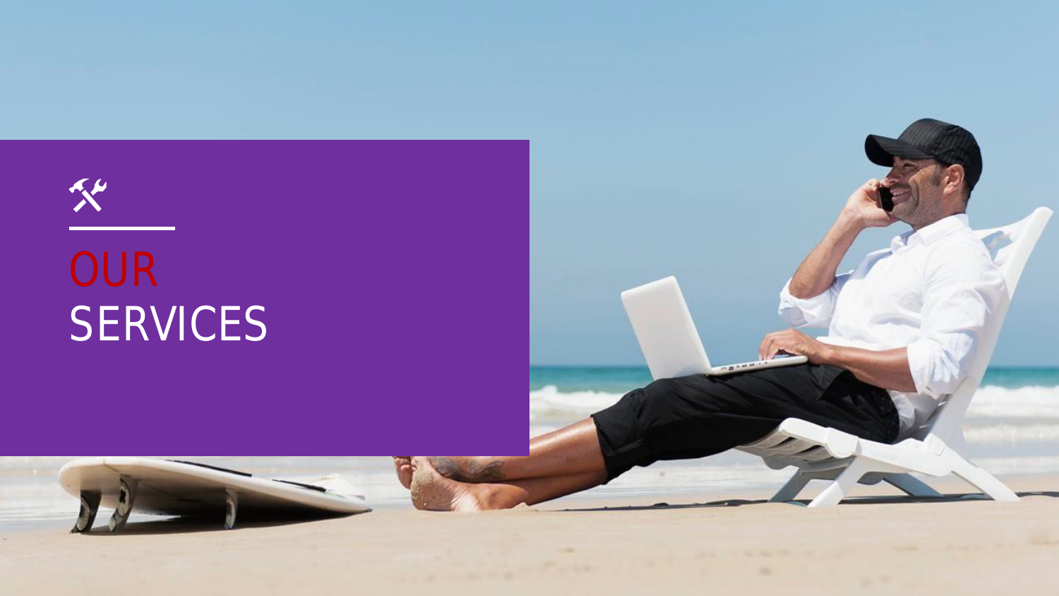# OUR SERVICES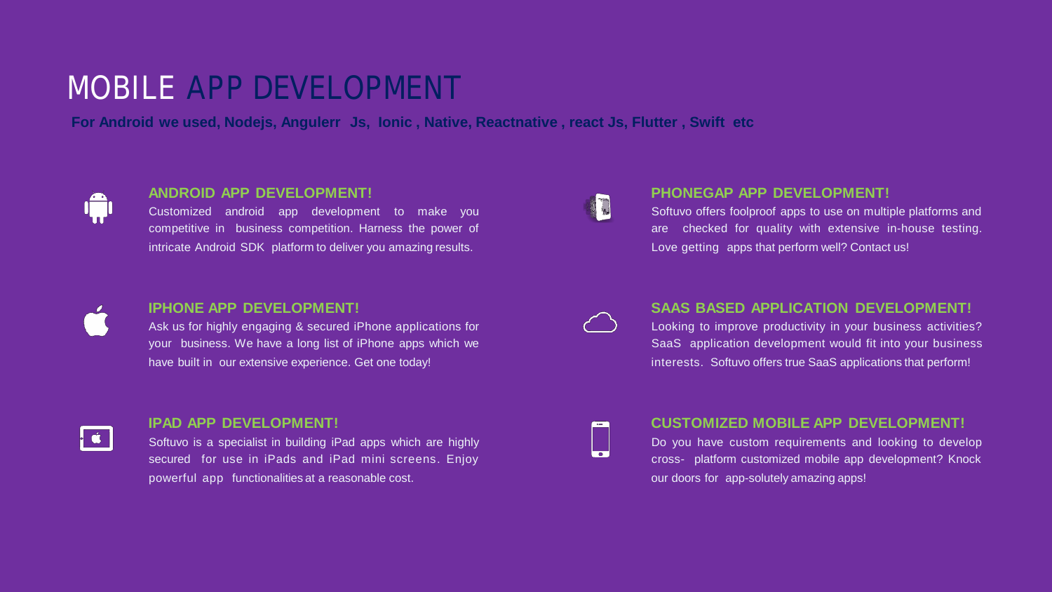# MOBILE APP DEVELOPMENT

**For Android we used, Nodejs, Angulerr Js, Ionic , Native, Reactnative , react Js, Flutter , Swift etc**

### ANDROID APP DEVELOPMENT!

Customized android app development to make you competitive in business competition. Harness the power of intricate Android SDK platform to deliver you amazing results.

### IPHONE APP DEVELOPMENT!

Ask us for highly engaging & secured iPhone applications for your business. We have a long list of iPhone apps which we have built in our extensive experience. Get one today!

### IPAD APP DEVELOPMENT!

Softuvo is a specialist in building iPad apps which are highly secured for use in iPads and iPad mini screens. Enjoy powerful app functionalities at a reasonable cost.

### PHONEGAP APP DEVELOPMENT!

Softuvo offers foolproof apps to use on multiple platforms and are checked for quality with extensive in-house testing. Love getting apps that perform well? Contact us!

### SAAS BASED APPLICATION DEVELOPMENT!

Looking to improve productivity in your business activities? SaaS application development would fit into your business interests. Softuvo offers true SaaS applications that perform!

### CUSTOMIZED MOBILE APP DEVELOPMENT!

Do you have custom requirements and looking to develop cross- platform customized mobile app development? Knock our doors for app-solutely amazing apps!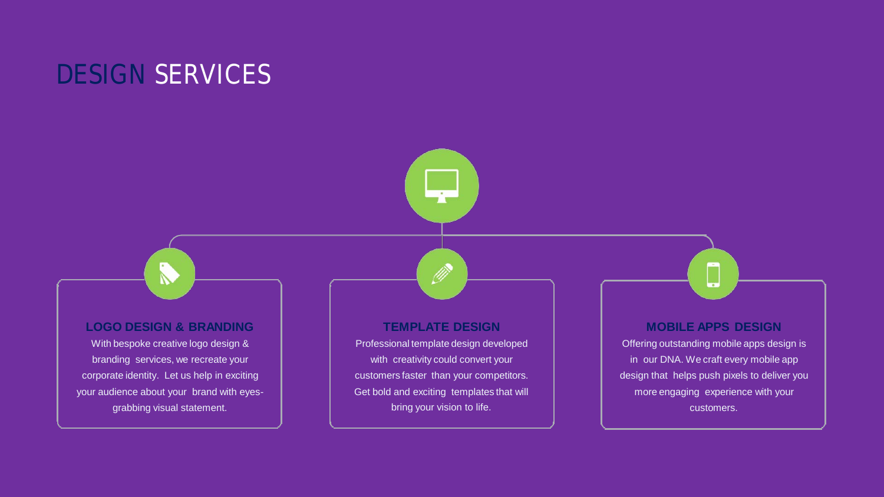# DESIGN SERVICES

### LOGO DESIGN & BRANDING

With bespoke creative logo design & branding services, we recreate your corporate identity. Let us help in exciting your audience about your brand with eyes-grabbing visual statement.

### TEMPLATE DESIGN

Professional template design developed with creativity could convert your customers faster than your competitors. Get bold and exciting templates that will bring your vision to life.

### MOBILE APPS DESIGN

Offering outstanding mobile apps design is in our DNA. We craft every mobile app design that helps push pixels to deliver you more engaging experience with your customers.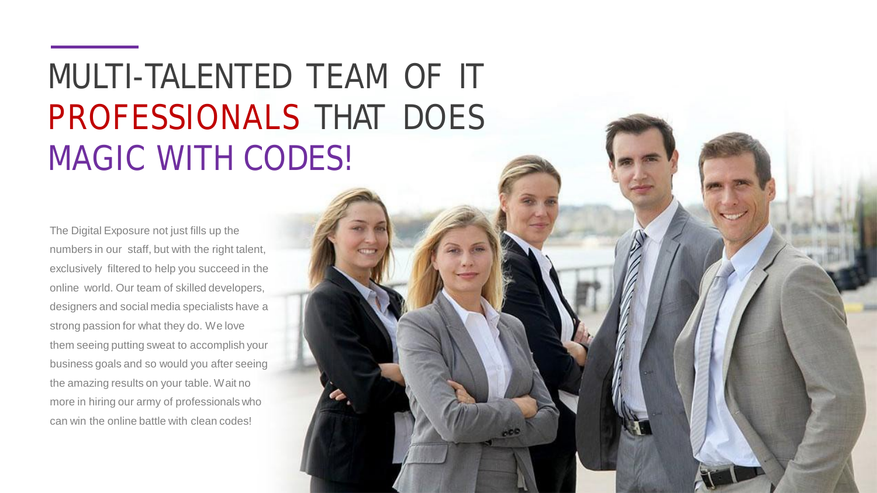# MULTI-TALENTED TEAM OF IT PROFESSIONALS THAT DOES MAGIC WITH CODES!

The Digital Exposure not just fills up the numbers in our staff, but with the right talent, exclusively filtered to help you succeed in the online world. Our team of skilled developers, designers and social media specialists have a strong passion for what they do. We love them seeing putting sweat to accomplish your business goals and so would you after seeing the amazing results on your table. Wait no more in hiring our army of professionals who can win the online battle with clean codes!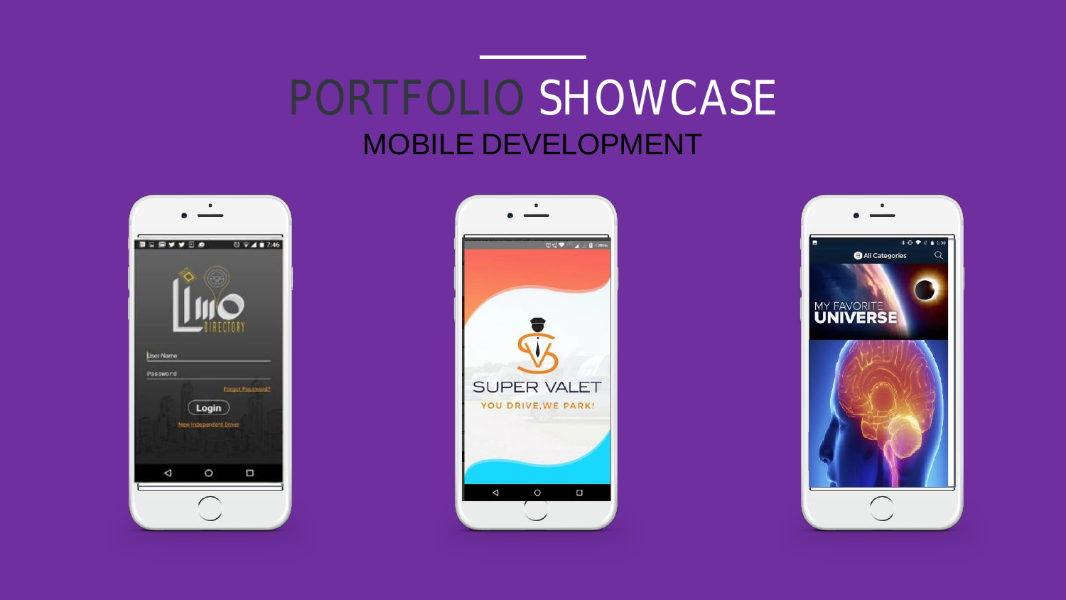# PORTFOLIO SHOWCASE

## MOBILE DEVELOPMENT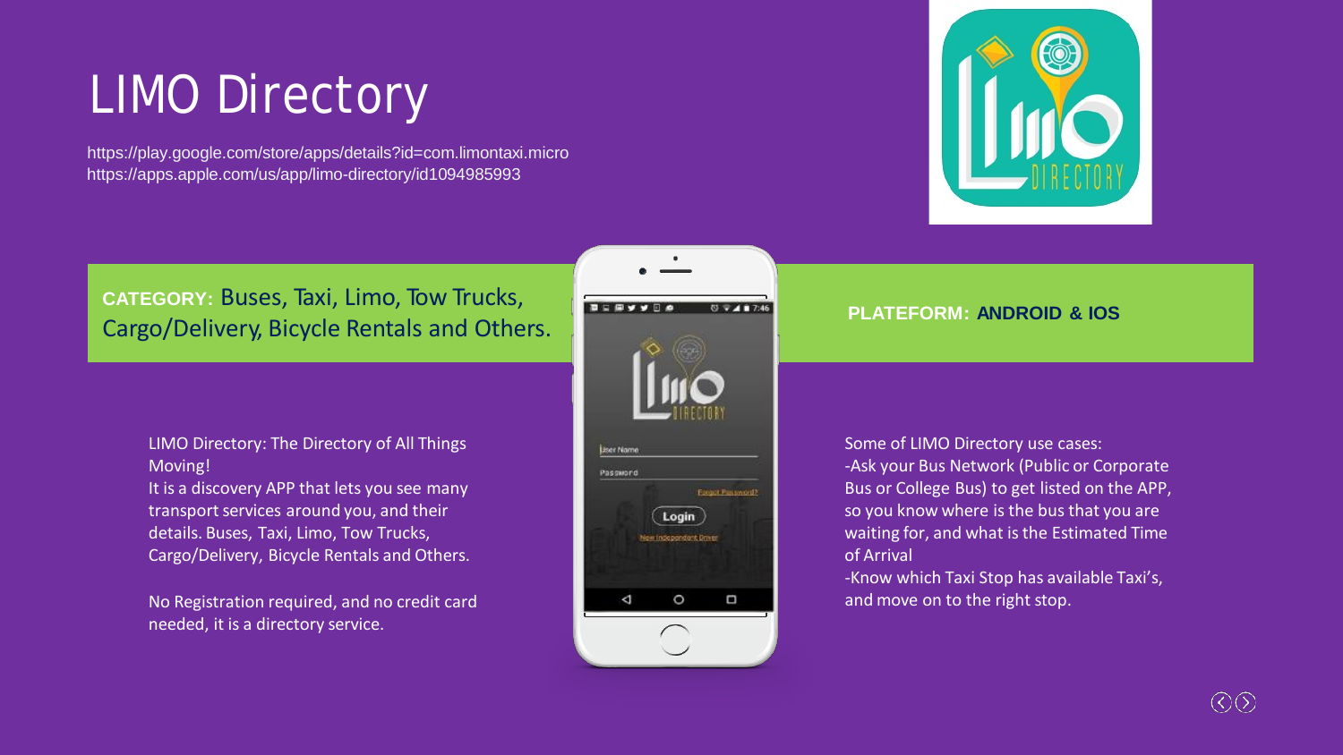# LIMO Directory

https://play.google.com/store/apps/details?id=com.limontaxi.micro
https://apps.apple.com/us/app/limo-directory/id1094985993

**CATEGORY:** Buses, Taxi, Limo, Tow Trucks, Cargo/Delivery, Bicycle Rentals and Others.

**PLATEFORM: ANDROID & IOS**

LIMO Directory: The Directory of All Things Moving!
It is a discovery APP that lets you see many transport services around you, and their details. Buses, Taxi, Limo, Tow Trucks, Cargo/Delivery, Bicycle Rentals and Others.

No Registration required, and no credit card needed, it is a directory service.

Some of LIMO Directory use cases:
-Ask your Bus Network (Public or Corporate Bus or College Bus) to get listed on the APP, so you know where is the bus that you are waiting for, and what is the Estimated Time of Arrival
-Know which Taxi Stop has available Taxi's, and move on to the right stop.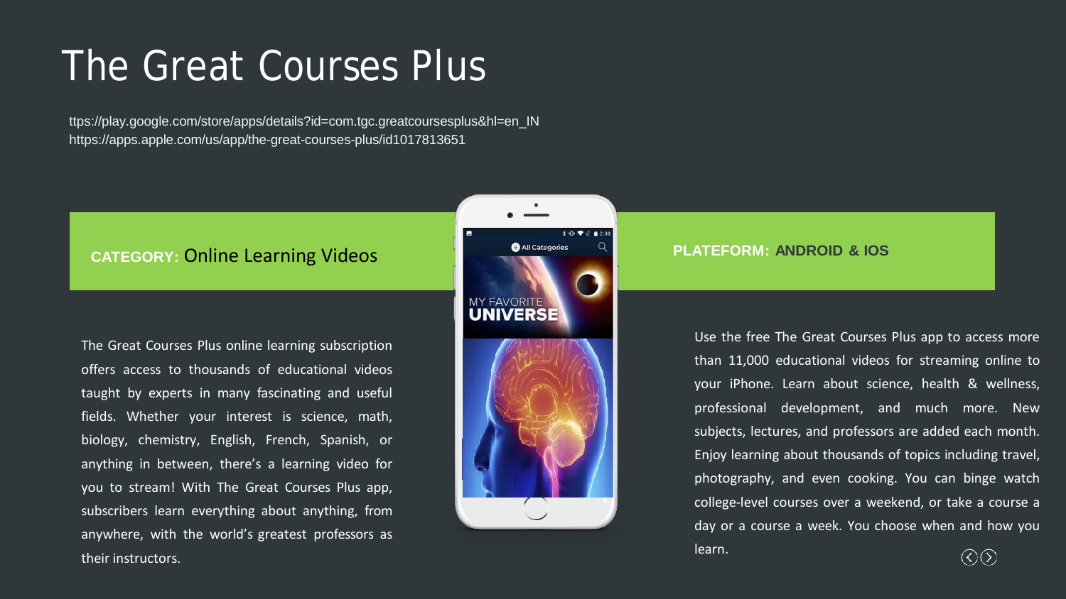# The Great Courses Plus

ttps://play.google.com/store/apps/details?id=com.tgc.greatcoursesplus&hl=en_IN
https://apps.apple.com/us/app/the-great-courses-plus/id1017813651

**CATEGORY:** Online Learning Videos

**PLATEFORM: ANDROID & IOS**

The Great Courses Plus online learning subscription offers access to thousands of educational videos taught by experts in many fascinating and useful fields. Whether your interest is science, math, biology, chemistry, English, French, Spanish, or anything in between, there's a learning video for you to stream! With The Great Courses Plus app, subscribers learn everything about anything, from anywhere, with the world's greatest professors as their instructors.

Use the free The Great Courses Plus app to access more than 11,000 educational videos for streaming online to your iPhone. Learn about science, health & wellness, professional development, and much more. New subjects, lectures, and professors are added each month. Enjoy learning about thousands of topics including travel, photography, and even cooking. You can binge watch college-level courses over a weekend, or take a course a day or a course a week. You choose when and how you learn.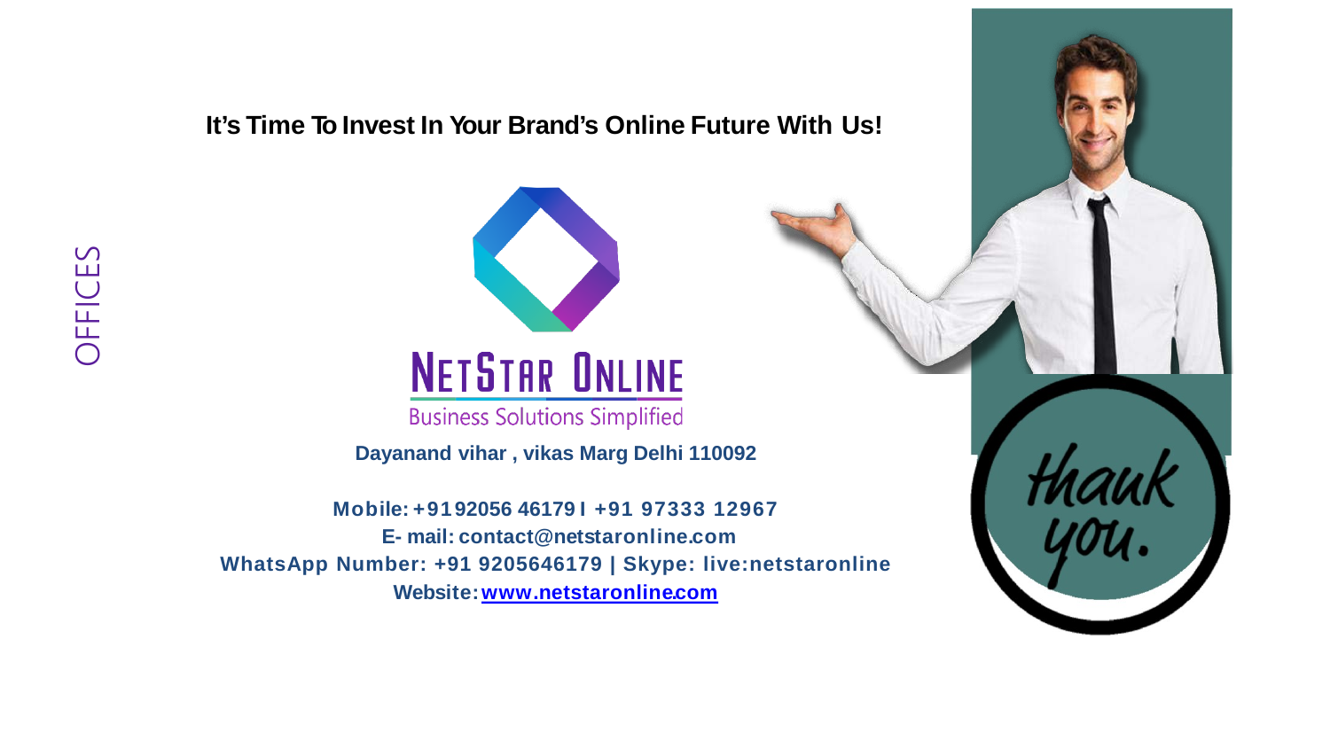OFFICES

**It's Time To Invest In Your Brand's Online Future With Us!**

NETSTAR ONLINE

Business Solutions Simplified

**Dayanand vihar , vikas Marg Delhi 110092**

**Mobile: +91 92056 46179 I +91 97333 12967**
**E- mail: contact@netstaronline.com**
**WhatsApp Number: +91 9205646179 | Skype: live:netstaronline**
**Website: www.netstaronline.com**

thank you.